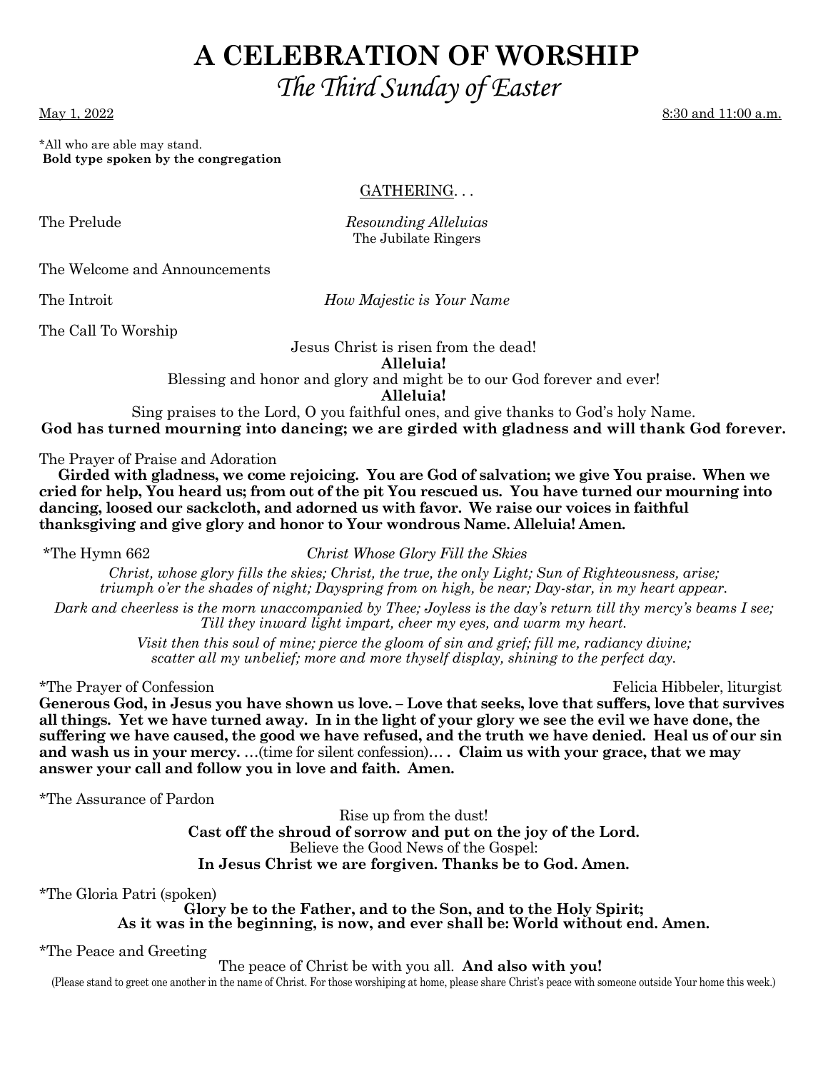# A CELEBRATION OF WORSHIP

## *The Third Sunday of Easter*

May 1, 2022 8:30 and 11:00 a.m.

*All who are able may stand.
**Bold type spoken by the congregation**

GATHERING. . .

The Prelude *Resounding Alleluias*
The Jubilate Ringers

The Welcome and Announcements

The Introit *How Majestic is Your Name*

The Call To Worship

Jesus Christ is risen from the dead!
**Alleluia!**
Blessing and honor and glory and might be to our God forever and ever!
**Alleluia!**
Sing praises to the Lord, O you faithful ones, and give thanks to God's holy Name.
**God has turned mourning into dancing; we are girded with gladness and will thank God forever.**

The Prayer of Praise and Adoration

**Girded with gladness, we come rejoicing. You are God of salvation; we give You praise. When we cried for help, You heard us; from out of the pit You rescued us. You have turned our mourning into dancing, loosed our sackcloth, and adorned us with favor. We raise our voices in faithful thanksgiving and give glory and honor to Your wondrous Name. Alleluia! Amen.**

*The Hymn 662 *Christ Whose Glory Fill the Skies*

*Christ, whose glory fills the skies; Christ, the true, the only Light; Sun of Righteousness, arise; triumph o'er the shades of night; Dayspring from on high, be near; Day-star, in my heart appear.*

*Dark and cheerless is the morn unaccompanied by Thee; Joyless is the day's return till thy mercy's beams I see; Till they inward light impart, cheer my eyes, and warm my heart.*

*Visit then this soul of mine; pierce the gloom of sin and grief; fill me, radiancy divine; scatter all my unbelief; more and more thyself display, shining to the perfect day.*

*The Prayer of Confession Felicia Hibbeler, liturgist

**Generous God, in Jesus you have shown us love. – Love that seeks, love that suffers, love that survives all things. Yet we have turned away. In in the light of your glory we see the evil we have done, the suffering we have caused, the good we have refused, and the truth we have denied. Heal us of our sin and wash us in your mercy.** …(time for silent confession)… **. Claim us with your grace, that we may answer your call and follow you in love and faith. Amen.**

*The Assurance of Pardon

Rise up from the dust!
**Cast off the shroud of sorrow and put on the joy of the Lord.**
Believe the Good News of the Gospel:
**In Jesus Christ we are forgiven. Thanks be to God. Amen.**

*The Gloria Patri (spoken)

**Glory be to the Father, and to the Son, and to the Holy Spirit;
As it was in the beginning, is now, and ever shall be: World without end. Amen.**

*The Peace and Greeting

The peace of Christ be with you all. **And also with you!**

(Please stand to greet one another in the name of Christ. For those worshiping at home, please share Christ's peace with someone outside Your home this week.)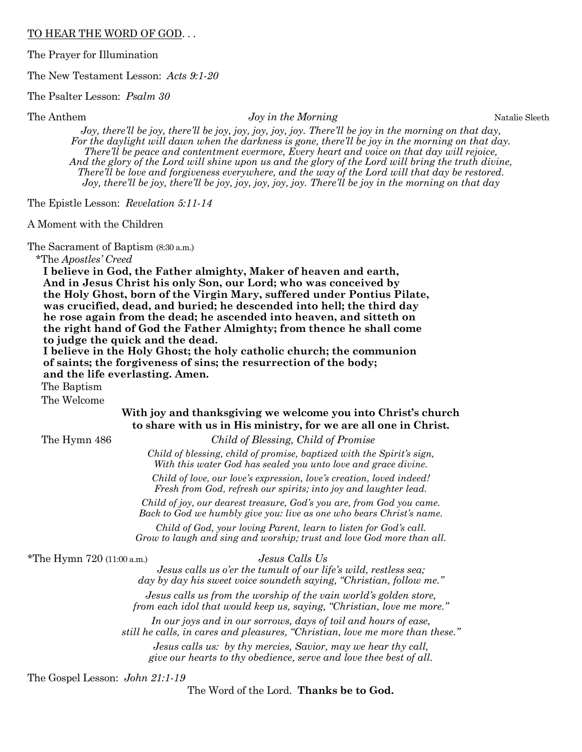TO HEAR THE WORD OF GOD. . .

The Prayer for Illumination

The New Testament Lesson: *Acts 9:1-20*

The Psalter Lesson: *Psalm 30*

The Anthem *Joy in the Morning* Natalie Sleeth

*Joy, there'll be joy, there'll be joy, joy, joy, joy, joy. There'll be joy in the morning on that day,*
*For the daylight will dawn when the darkness is gone, there'll be joy in the morning on that day.*
*There'll be peace and contentment evermore, Every heart and voice on that day will rejoice,*
*And the glory of the Lord will shine upon us and the glory of the Lord will bring the truth divine,*
*There'll be love and forgiveness everywhere, and the way of the Lord will that day be restored.*
*Joy, there'll be joy, there'll be joy, joy, joy, joy, joy. There'll be joy in the morning on that day*

The Epistle Lesson: *Revelation 5:11-14*

A Moment with the Children

The Sacrament of Baptism (8:30 a.m.)

*The *Apostles' Creed*

**I believe in God, the Father almighty, Maker of heaven and earth,**
**And in Jesus Christ his only Son, our Lord; who was conceived by**
**the Holy Ghost, born of the Virgin Mary, suffered under Pontius Pilate,**
**was crucified, dead, and buried; he descended into hell; the third day**
**he rose again from the dead; he ascended into heaven, and sitteth on**
**the right hand of God the Father Almighty; from thence he shall come**
**to judge the quick and the dead.**
**I believe in the Holy Ghost; the holy catholic church; the communion**
**of saints; the forgiveness of sins; the resurrection of the body;**
**and the life everlasting. Amen.**

The Baptism

The Welcome

**With joy and thanksgiving we welcome you into Christ's church**
**to share with us in His ministry, for we are all one in Christ.**

The Hymn 486 *Child of Blessing, Child of Promise*

*Child of blessing, child of promise, baptized with the Spirit's sign,*
*With this water God has sealed you unto love and grace divine.*

*Child of love, our love's expression, love's creation, loved indeed!*
*Fresh from God, refresh our spirits; into joy and laughter lead.*

*Child of joy, our dearest treasure, God's you are, from God you came.*
*Back to God we humbly give you: live as one who bears Christ's name.*

*Child of God, your loving Parent, learn to listen for God's call.*
*Grow to laugh and sing and worship; trust and love God more than all.*

*The Hymn 720 (11:00 a.m.) *Jesus Calls Us*

*Jesus calls us o'er the tumult of our life's wild, restless sea;*
*day by day his sweet voice soundeth saying, "Christian, follow me."*

*Jesus calls us from the worship of the vain world's golden store,*
*from each idol that would keep us, saying, "Christian, love me more."*

*In our joys and in our sorrows, days of toil and hours of ease,*
*still he calls, in cares and pleasures, "Christian, love me more than these."*

*Jesus calls us: by thy mercies, Savior, may we hear thy call,*
*give our hearts to thy obedience, serve and love thee best of all.*

The Gospel Lesson: *John 21:1-19*

The Word of the Lord. **Thanks be to God.**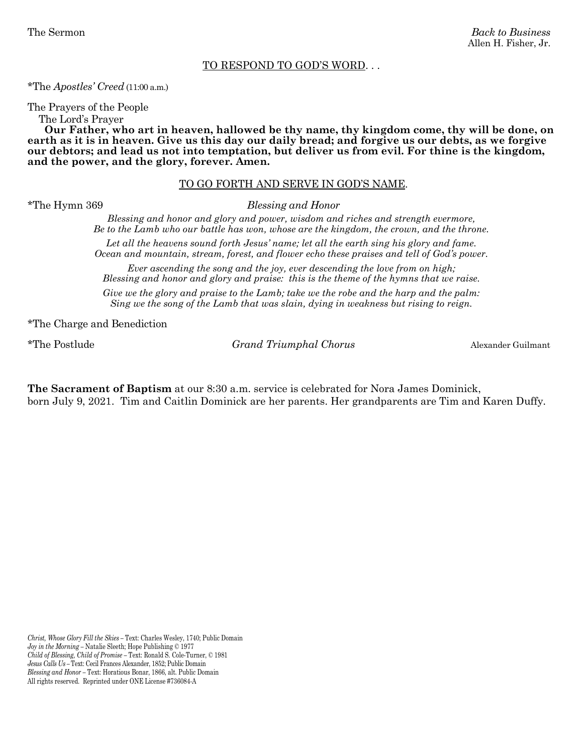The Sermon *Back to Business*
Allen H. Fisher, Jr.

<u>TO RESPOND TO GOD'S WORD</u>. . .

*The *Apostles' Creed* (11:00 a.m.)

The Prayers of the People

The Lord's Prayer

**Our Father, who art in heaven, hallowed be thy name, thy kingdom come, thy will be done, on earth as it is in heaven. Give us this day our daily bread; and forgive us our debts, as we forgive our debtors; and lead us not into temptation, but deliver us from evil. For thine is the kingdom, and the power, and the glory, forever. Amen.**

<u>TO GO FORTH AND SERVE IN GOD'S NAME</u>.

*The Hymn 369 *Blessing and Honor*

*Blessing and honor and glory and power, wisdom and riches and strength evermore,*
*Be to the Lamb who our battle has won, whose are the kingdom, the crown, and the throne.*

*Let all the heavens sound forth Jesus' name; let all the earth sing his glory and fame.*
*Ocean and mountain, stream, forest, and flower echo these praises and tell of God's power.*

*Ever ascending the song and the joy, ever descending the love from on high;*
*Blessing and honor and glory and praise: this is the theme of the hymns that we raise.*

*Give we the glory and praise to the Lamb; take we the robe and the harp and the palm:*
*Sing we the song of the Lamb that was slain, dying in weakness but rising to reign.*

*The Charge and Benediction

*The Postlude *Grand Triumphal Chorus* Alexander Guilmant

**The Sacrament of Baptism** at our 8:30 a.m. service is celebrated for Nora James Dominick, born July 9, 2021. Tim and Caitlin Dominick are her parents. Her grandparents are Tim and Karen Duffy.

*Christ, Whose Glory Fill the Skies* – Text: Charles Wesley, 1740; Public Domain
*Joy in the Morning* – Natalie Sleeth; Hope Publishing © 1977
*Child of Blessing, Child of Promise* – Text: Ronald S. Cole-Turner, © 1981
*Jesus Calls Us* – Text: Cecil Frances Alexander, 1852; Public Domain
*Blessing and Honor* – Text: Horatious Bonar, 1866, alt. Public Domain
All rights reserved. Reprinted under ONE License #736084-A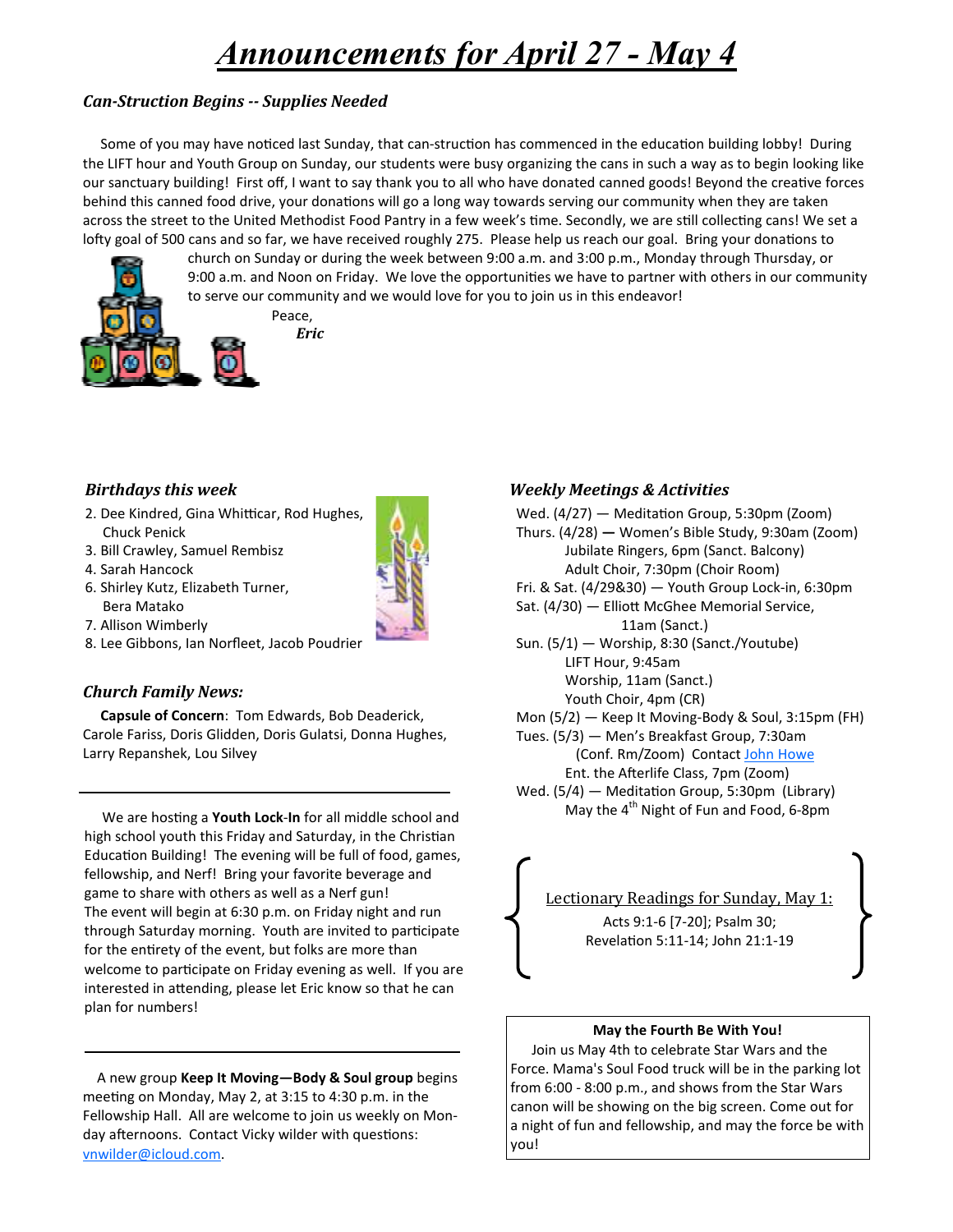# *Announcements for April 27 - May 4*

### *Can-Struction Begins -- Supplies Needed*

Some of you may have noticed last Sunday, that can-struction has commenced in the education building lobby! During the LIFT hour and Youth Group on Sunday, our students were busy organizing the cans in such a way as to begin looking like our sanctuary building! First off, I want to say thank you to all who have donated canned goods! Beyond the creative forces behind this canned food drive, your donations will go a long way towards serving our community when they are taken across the street to the United Methodist Food Pantry in a few week's time. Secondly, we are still collecting cans! We set a lofty goal of 500 cans and so far, we have received roughly 275. Please help us reach our goal. Bring your donations to church on Sunday or during the week between 9:00 a.m. and 3:00 p.m., Monday through Thursday, or 9:00 a.m. and Noon on Friday. We love the opportunities we have to partner with others in our community to serve our community and we would love for you to join us in this endeavor!

Peace,

***Eric***

### *Birthdays this week*

2. Dee Kindred, Gina Whitticar, Rod Hughes, Chuck Penick
3. Bill Crawley, Samuel Rembisz
4. Sarah Hancock
6. Shirley Kutz, Elizabeth Turner, Bera Matako
7. Allison Wimberly
8. Lee Gibbons, Ian Norfleet, Jacob Poudrier

### *Church Family News:*

**Capsule of Concern**: Tom Edwards, Bob Deaderick, Carole Fariss, Doris Glidden, Doris Gulatsi, Donna Hughes, Larry Repanshek, Lou Silvey

---

We are hosting a **Youth Lock-In** for all middle school and high school youth this Friday and Saturday, in the Christian Education Building! The evening will be full of food, games, fellowship, and Nerf! Bring your favorite beverage and game to share with others as well as a Nerf gun!
The event will begin at 6:30 p.m. on Friday night and run through Saturday morning. Youth are invited to participate for the entirety of the event, but folks are more than welcome to participate on Friday evening as well. If you are interested in attending, please let Eric know so that he can plan for numbers!

---

A new group **Keep It Moving—Body & Soul group** begins meeting on Monday, May 2, at 3:15 to 4:30 p.m. in the Fellowship Hall. All are welcome to join us weekly on Monday afternoons. Contact Vicky wilder with questions: vnwilder@icloud.com.

### *Weekly Meetings & Activities*

Wed. (4/27) — Meditation Group, 5:30pm (Zoom)
Thurs. (4/28) — Women's Bible Study, 9:30am (Zoom)
Jubilate Ringers, 6pm (Sanct. Balcony)
Adult Choir, 7:30pm (Choir Room)
Fri. & Sat. (4/29&30) — Youth Group Lock-in, 6:30pm
Sat. (4/30) — Elliott McGhee Memorial Service, 11am (Sanct.)
Sun. (5/1) — Worship, 8:30 (Sanct./Youtube)
LIFT Hour, 9:45am
Worship, 11am (Sanct.)
Youth Choir, 4pm (CR)
Mon (5/2) — Keep It Moving-Body & Soul, 3:15pm (FH)
Tues. (5/3) — Men's Breakfast Group, 7:30am (Conf. Rm/Zoom) Contact John Howe
Ent. the Afterlife Class, 7pm (Zoom)
Wed. (5/4) — Meditation Group, 5:30pm (Library)
May the 4th Night of Fun and Food, 6-8pm

Lectionary Readings for Sunday, May 1:

Acts 9:1-6 [7-20]; Psalm 30;
Revelation 5:11-14; John 21:1-19

**May the Fourth Be With You!**

Join us May 4th to celebrate Star Wars and the Force. Mama's Soul Food truck will be in the parking lot from 6:00 - 8:00 p.m., and shows from the Star Wars canon will be showing on the big screen. Come out for a night of fun and fellowship, and may the force be with you!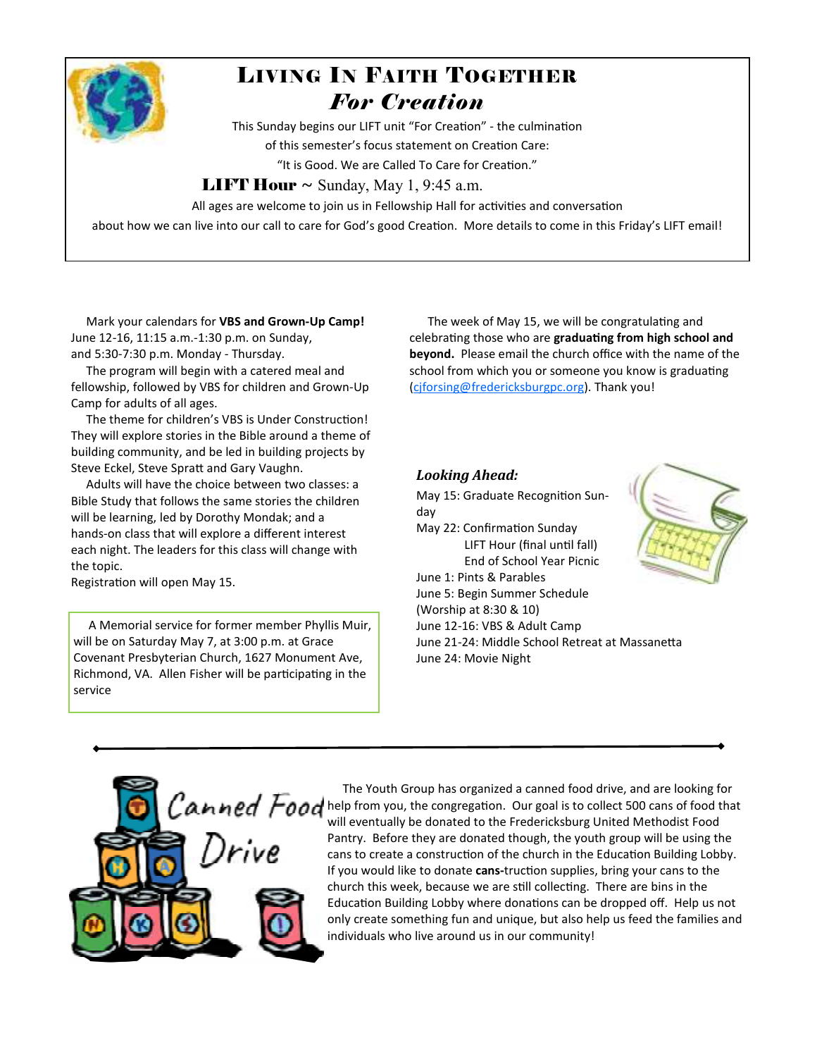# Living In Faith Together

## *For Creation*

This Sunday begins our LIFT unit "For Creation" - the culmination of this semester's focus statement on Creation Care: "It is Good. We are Called To Care for Creation."

**LIFT Hour** ~ Sunday, May 1, 9:45 a.m.

All ages are welcome to join us in Fellowship Hall for activities and conversation about how we can live into our call to care for God's good Creation. More details to come in this Friday's LIFT email!

Mark your calendars for **VBS and Grown-Up Camp!** June 12-16, 11:15 a.m.-1:30 p.m. on Sunday, and 5:30-7:30 p.m. Monday - Thursday.

The program will begin with a catered meal and fellowship, followed by VBS for children and Grown-Up Camp for adults of all ages.

The theme for children's VBS is Under Construction! They will explore stories in the Bible around a theme of building community, and be led in building projects by Steve Eckel, Steve Spratt and Gary Vaughn.

Adults will have the choice between two classes: a Bible Study that follows the same stories the children will be learning, led by Dorothy Mondak; and a hands-on class that will explore a different interest each night. The leaders for this class will change with the topic.

Registration will open May 15.

A Memorial service for former member Phyllis Muir, will be on Saturday May 7, at 3:00 p.m. at Grace Covenant Presbyterian Church, 1627 Monument Ave, Richmond, VA. Allen Fisher will be participating in the service

The week of May 15, we will be congratulating and celebrating those who are **graduating from high school and beyond.** Please email the church office with the name of the school from which you or someone you know is graduating (cjforsing@fredericksburgpc.org). Thank you!

### *Looking Ahead:*

May 15: Graduate Recognition Sunday
May 22: Confirmation Sunday
LIFT Hour (final until fall)
End of School Year Picnic
June 1: Pints & Parables
June 5: Begin Summer Schedule
(Worship at 8:30 & 10)
June 12-16: VBS & Adult Camp
June 21-24: Middle School Retreat at Massanetta
June 24: Movie Night

---

## Canned Food Drive

The Youth Group has organized a canned food drive, and are looking for help from you, the congregation. Our goal is to collect 500 cans of food that will eventually be donated to the Fredericksburg United Methodist Food Pantry. Before they are donated though, the youth group will be using the cans to create a construction of the church in the Education Building Lobby. If you would like to donate **cans-**truction supplies, bring your cans to the church this week, because we are still collecting. There are bins in the Education Building Lobby where donations can be dropped off. Help us not only create something fun and unique, but also help us feed the families and individuals who live around us in our community!